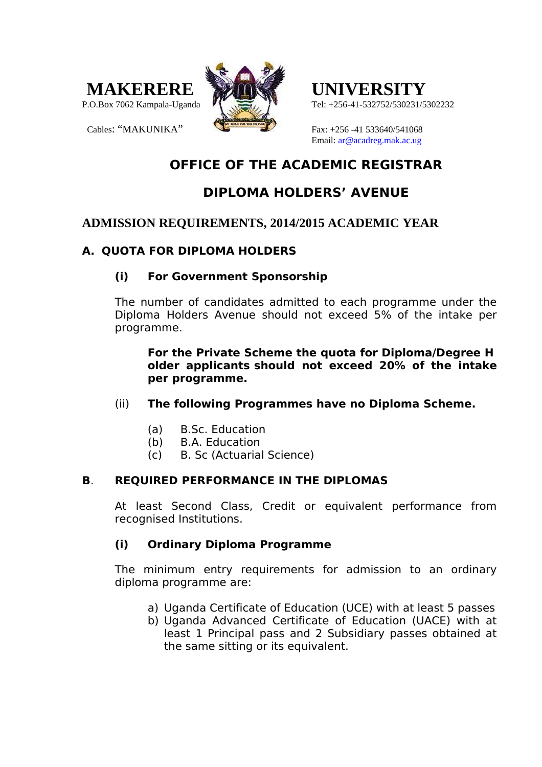**MAKERERE UNIVERSITY**

P.O.Box 7062 Kampala-Uganda

Cables: "MAKUNIKA"

Tel: +256-41-532752/530231/5302232

Fax: +256 -41 533640/541068

Email: ar@acadreg.mak.ac.ug

# OFFICE OF THE ACADEMIC REGISTRAR

# DIPLOMA HOLDERS' AVENUE

## ADMISSION REQUIREMENTS, 2014/2015 ACADEMIC YEAR

### A. QUOTA FOR DIPLOMA HOLDERS

**(i) For Government Sponsorship**

The number of candidates admitted to each programme under the Diploma Holders Avenue should not exceed 5% of the intake per programme.

**For the Private Scheme the quota for Diploma/Degree Holder applicants should not exceed 20% of the intake per programme.**

(ii) **The following Programmes have no Diploma Scheme.**

(a) B.Sc. Education
(b) B.A. Education
(c) B. Sc (Actuarial Science)

### B. REQUIRED PERFORMANCE IN THE DIPLOMAS

At least Second Class, Credit or equivalent performance from recognised Institutions.

**(i) Ordinary Diploma Programme**

The minimum entry requirements for admission to an ordinary diploma programme are:

a) Uganda Certificate of Education (UCE) with at least 5 passes
b) Uganda Advanced Certificate of Education (UACE) with at least 1 Principal pass and 2 Subsidiary passes obtained at the same sitting or its equivalent.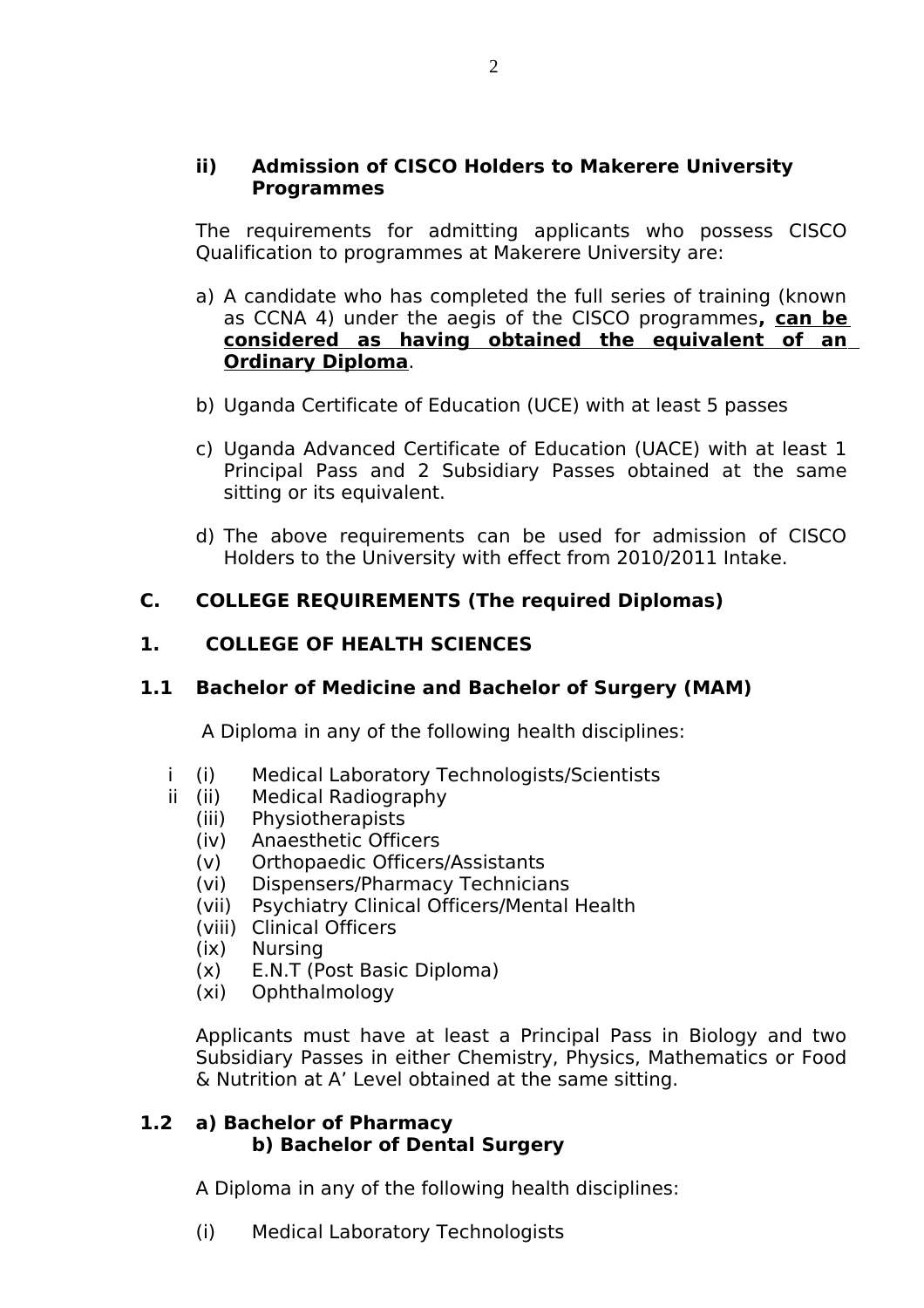**ii) Admission of CISCO Holders to Makerere University Programmes**

The requirements for admitting applicants who possess CISCO Qualification to programmes at Makerere University are:

a) A candidate who has completed the full series of training (known as CCNA 4) under the aegis of the CISCO programmes**, <u>can be considered as having obtained the equivalent of an Ordinary Diploma</u>**.

b) Uganda Certificate of Education (UCE) with at least 5 passes

c) Uganda Advanced Certificate of Education (UACE) with at least 1 Principal Pass and 2 Subsidiary Passes obtained at the same sitting or its equivalent.

d) The above requirements can be used for admission of CISCO Holders to the University with effect from 2010/2011 Intake.

## C. COLLEGE REQUIREMENTS (The required Diplomas)

### 1. COLLEGE OF HEALTH SCIENCES

### 1.1 Bachelor of Medicine and Bachelor of Surgery (MAM)

A Diploma in any of the following health disciplines:

i (i) Medical Laboratory Technologists/Scientists
ii (ii) Medical Radiography
(iii) Physiotherapists
(iv) Anaesthetic Officers
(v) Orthopaedic Officers/Assistants
(vi) Dispensers/Pharmacy Technicians
(vii) Psychiatry Clinical Officers/Mental Health
(viii) Clinical Officers
(ix) Nursing
(x) E.N.T (Post Basic Diploma)
(xi) Ophthalmology

Applicants must have at least a Principal Pass in Biology and two Subsidiary Passes in either Chemistry, Physics, Mathematics or Food & Nutrition at A' Level obtained at the same sitting.

### 1.2 a) Bachelor of Pharmacy
### b) Bachelor of Dental Surgery

A Diploma in any of the following health disciplines:

(i) Medical Laboratory Technologists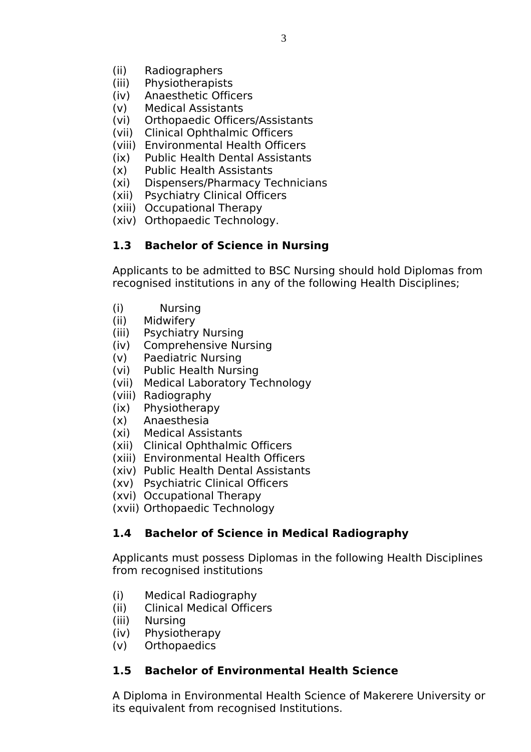(ii) Radiographers
(iii) Physiotherapists
(iv) Anaesthetic Officers
(v) Medical Assistants
(vi) Orthopaedic Officers/Assistants
(vii) Clinical Ophthalmic Officers
(viii) Environmental Health Officers
(ix) Public Health Dental Assistants
(x) Public Health Assistants
(xi) Dispensers/Pharmacy Technicians
(xii) Psychiatry Clinical Officers
(xiii) Occupational Therapy
(xiv) Orthopaedic Technology.

### 1.3 Bachelor of Science in Nursing

Applicants to be admitted to BSC Nursing should hold Diplomas from recognised institutions in any of the following Health Disciplines;

(i) Nursing
(ii) Midwifery
(iii) Psychiatry Nursing
(iv) Comprehensive Nursing
(v) Paediatric Nursing
(vi) Public Health Nursing
(vii) Medical Laboratory Technology
(viii) Radiography
(ix) Physiotherapy
(x) Anaesthesia
(xi) Medical Assistants
(xii) Clinical Ophthalmic Officers
(xiii) Environmental Health Officers
(xiv) Public Health Dental Assistants
(xv) Psychiatric Clinical Officers
(xvi) Occupational Therapy
(xvii) Orthopaedic Technology

### 1.4 Bachelor of Science in Medical Radiography

Applicants must possess Diplomas in the following Health Disciplines from recognised institutions

(i) Medical Radiography
(ii) Clinical Medical Officers
(iii) Nursing
(iv) Physiotherapy
(v) Orthopaedics

### 1.5 Bachelor of Environmental Health Science

A Diploma in Environmental Health Science of Makerere University or its equivalent from recognised Institutions.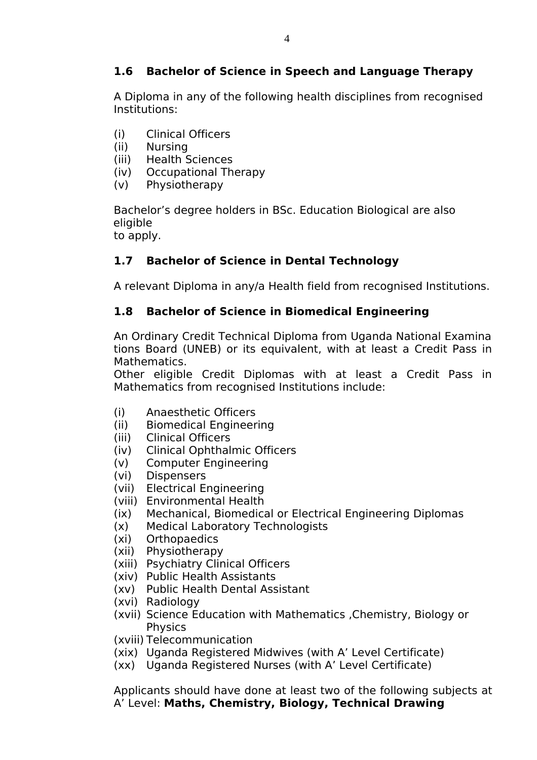### 1.6 Bachelor of Science in Speech and Language Therapy

A Diploma in any of the following health disciplines from recognised Institutions:

(i) Clinical Officers
(ii) Nursing
(iii) Health Sciences
(iv) Occupational Therapy
(v) Physiotherapy

Bachelor's degree holders in BSc. Education Biological are also eligible to apply.

### 1.7 Bachelor of Science in Dental Technology

A relevant Diploma in any/a Health field from recognised Institutions.

### 1.8 Bachelor of Science in Biomedical Engineering

An Ordinary Credit Technical Diploma from Uganda National Examinations Board (UNEB) or its equivalent, with at least a Credit Pass in Mathematics.
Other eligible Credit Diplomas with at least a Credit Pass in Mathematics from recognised Institutions include:

(i) Anaesthetic Officers
(ii) Biomedical Engineering
(iii) Clinical Officers
(iv) Clinical Ophthalmic Officers
(v) Computer Engineering
(vi) Dispensers
(vii) Electrical Engineering
(viii) Environmental Health
(ix) Mechanical, Biomedical or Electrical Engineering Diplomas
(x) Medical Laboratory Technologists
(xi) Orthopaedics
(xii) Physiotherapy
(xiii) Psychiatry Clinical Officers
(xiv) Public Health Assistants
(xv) Public Health Dental Assistant
(xvi) Radiology
(xvii) Science Education with Mathematics ,Chemistry, Biology or Physics
(xviii) Telecommunication
(xix) Uganda Registered Midwives (with A' Level Certificate)
(xx) Uganda Registered Nurses (with A' Level Certificate)

Applicants should have done at least two of the following subjects at A' Level: **Maths, Chemistry, Biology, Technical Drawing**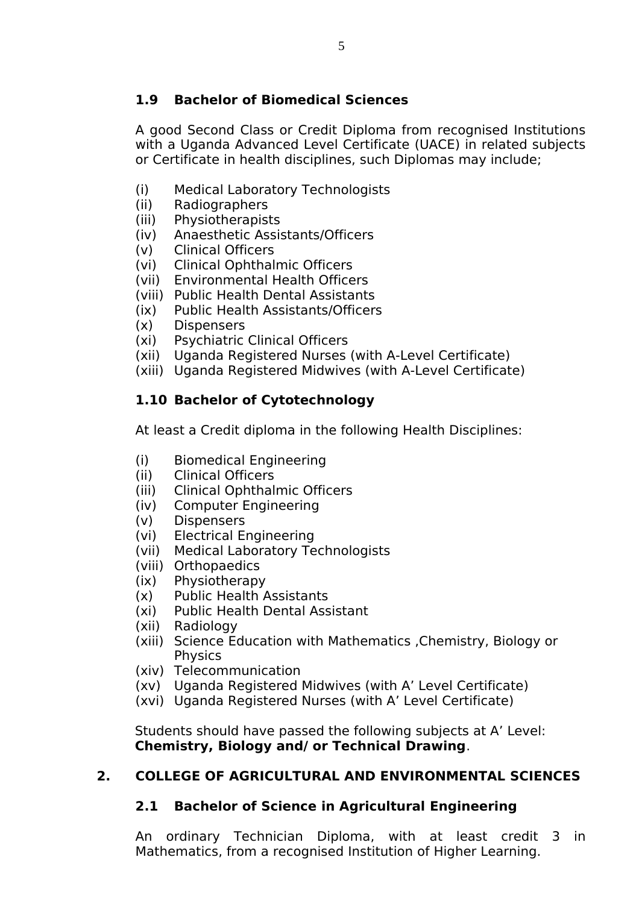### 1.9 Bachelor of Biomedical Sciences

A good Second Class or Credit Diploma from recognised Institutions with a Uganda Advanced Level Certificate (UACE) in related subjects or Certificate in health disciplines, such Diplomas may include;

- (i) Medical Laboratory Technologists
- (ii) Radiographers
- (iii) Physiotherapists
- (iv) Anaesthetic Assistants/Officers
- (v) Clinical Officers
- (vi) Clinical Ophthalmic Officers
- (vii) Environmental Health Officers
- (viii) Public Health Dental Assistants
- (ix) Public Health Assistants/Officers
- (x) Dispensers
- (xi) Psychiatric Clinical Officers
- (xii) Uganda Registered Nurses (with A-Level Certificate)
- (xiii) Uganda Registered Midwives (with A-Level Certificate)

### 1.10 Bachelor of Cytotechnology

At least a Credit diploma in the following Health Disciplines:

- (i) Biomedical Engineering
- (ii) Clinical Officers
- (iii) Clinical Ophthalmic Officers
- (iv) Computer Engineering
- (v) Dispensers
- (vi) Electrical Engineering
- (vii) Medical Laboratory Technologists
- (viii) Orthopaedics
- (ix) Physiotherapy
- (x) Public Health Assistants
- (xi) Public Health Dental Assistant
- (xii) Radiology
- (xiii) Science Education with Mathematics ,Chemistry, Biology or Physics
- (xiv) Telecommunication
- (xv) Uganda Registered Midwives (with A' Level Certificate)
- (xvi) Uganda Registered Nurses (with A' Level Certificate)

Students should have passed the following subjects at A' Level: **Chemistry, Biology and/ or Technical Drawing**.

## 2. COLLEGE OF AGRICULTURAL AND ENVIRONMENTAL SCIENCES

### 2.1 Bachelor of Science in Agricultural Engineering

An ordinary Technician Diploma, with at least credit 3 in Mathematics, from a recognised Institution of Higher Learning.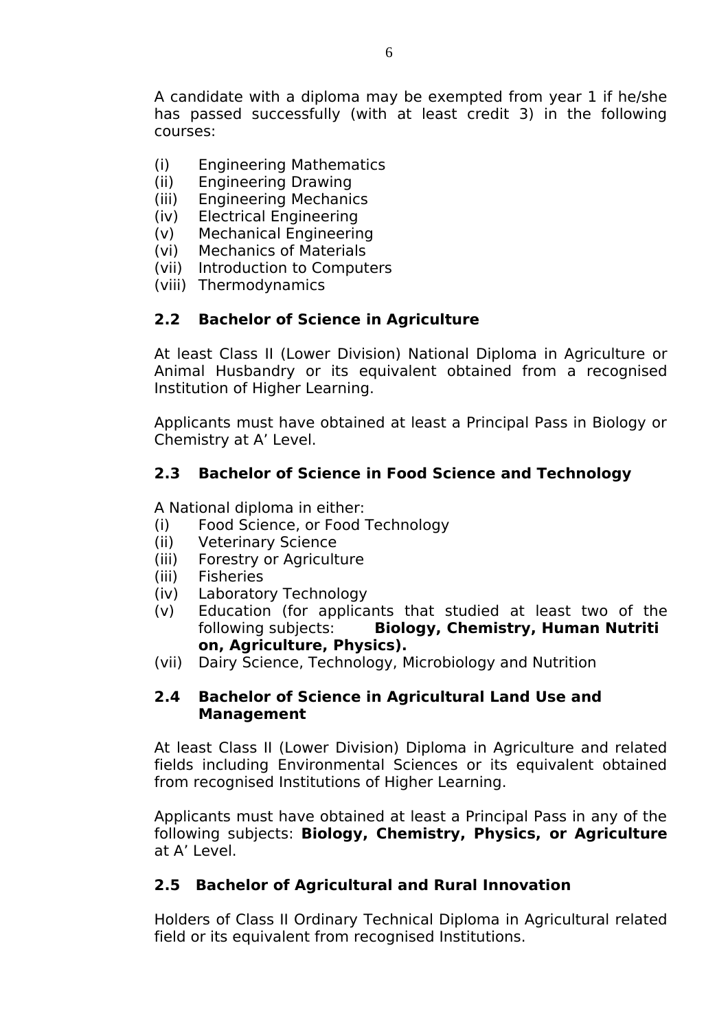A candidate with a diploma may be exempted from year 1 if he/she has passed successfully (with at least credit 3) in the following courses:

(i) Engineering Mathematics
(ii) Engineering Drawing
(iii) Engineering Mechanics
(iv) Electrical Engineering
(v) Mechanical Engineering
(vi) Mechanics of Materials
(vii) Introduction to Computers
(viii) Thermodynamics

### 2.2 Bachelor of Science in Agriculture

At least Class II (Lower Division) National Diploma in Agriculture or Animal Husbandry or its equivalent obtained from a recognised Institution of Higher Learning.

Applicants must have obtained at least a Principal Pass in Biology or Chemistry at A' Level.

### 2.3 Bachelor of Science in Food Science and Technology

A National diploma in either:
(i) Food Science, or Food Technology
(ii) Veterinary Science
(iii) Forestry or Agriculture
(iii) Fisheries
(iv) Laboratory Technology
(v) Education (for applicants that studied at least two of the following subjects: **Biology, Chemistry, Human Nutrition, Agriculture, Physics).**
(vii) Dairy Science, Technology, Microbiology and Nutrition

### 2.4 Bachelor of Science in Agricultural Land Use and Management

At least Class II (Lower Division) Diploma in Agriculture and related fields including Environmental Sciences or its equivalent obtained from recognised Institutions of Higher Learning.

Applicants must have obtained at least a Principal Pass in any of the following subjects: **Biology, Chemistry, Physics, or Agriculture** at A' Level.

### 2.5 Bachelor of Agricultural and Rural Innovation

Holders of Class II Ordinary Technical Diploma in Agricultural related field or its equivalent from recognised Institutions.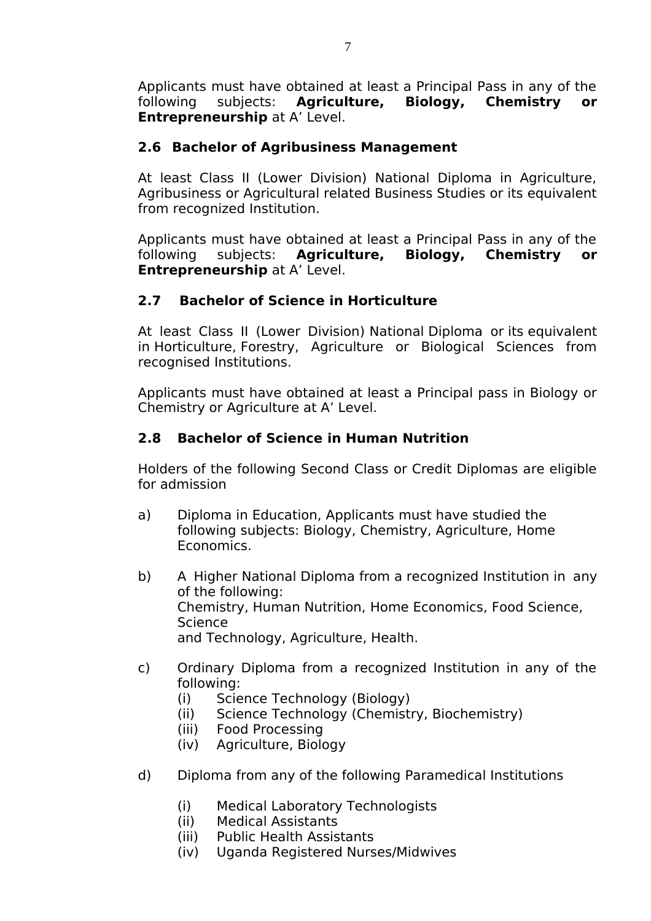Applicants must have obtained at least a Principal Pass in any of the following subjects: **Agriculture, Biology, Chemistry or Entrepreneurship** at A' Level.

### 2.6 Bachelor of Agribusiness Management

At least Class II (Lower Division) National Diploma in Agriculture, Agribusiness or Agricultural related Business Studies or its equivalent from recognized Institution.

Applicants must have obtained at least a Principal Pass in any of the following subjects: **Agriculture, Biology, Chemistry or Entrepreneurship** at A' Level.

### 2.7 Bachelor of Science in Horticulture

At least Class II (Lower Division) National Diploma or its equivalent in Horticulture, Forestry, Agriculture or Biological Sciences from recognised Institutions.

Applicants must have obtained at least a Principal pass in Biology or Chemistry or Agriculture at A' Level.

### 2.8 Bachelor of Science in Human Nutrition

Holders of the following Second Class or Credit Diplomas are eligible for admission

a) Diploma in Education, Applicants must have studied the following subjects: Biology, Chemistry, Agriculture, Home Economics.

b) A Higher National Diploma from a recognized Institution in any of the following:
Chemistry, Human Nutrition, Home Economics, Food Science, Science
and Technology, Agriculture, Health.

c) Ordinary Diploma from a recognized Institution in any of the following:
   (i) Science Technology (Biology)
   (ii) Science Technology (Chemistry, Biochemistry)
   (iii) Food Processing
   (iv) Agriculture, Biology

d) Diploma from any of the following Paramedical Institutions

   (i) Medical Laboratory Technologists
   (ii) Medical Assistants
   (iii) Public Health Assistants
   (iv) Uganda Registered Nurses/Midwives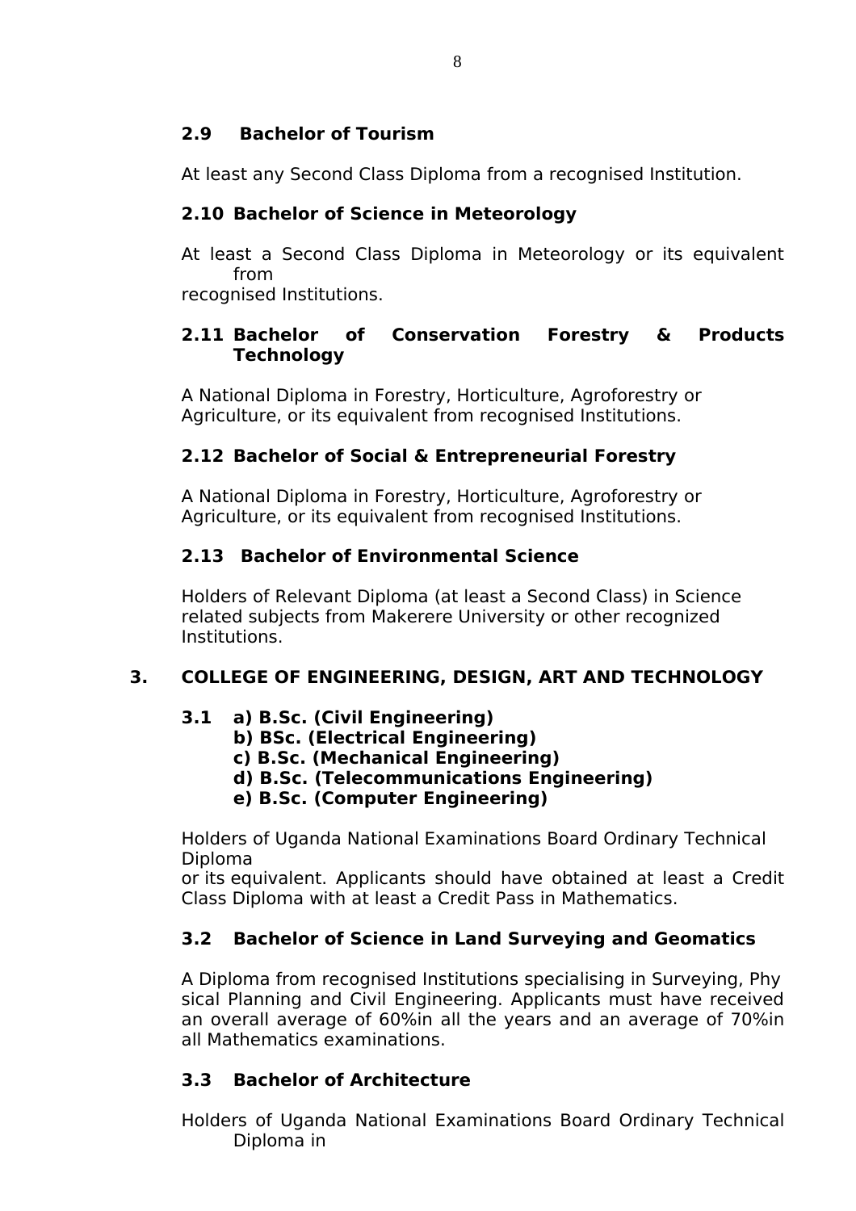### 2.9 Bachelor of Tourism

At least any Second Class Diploma from a recognised Institution.

### 2.10 Bachelor of Science in Meteorology

At least a Second Class Diploma in Meteorology or its equivalent from recognised Institutions.

### 2.11 Bachelor of Conservation Forestry & Products Technology

A National Diploma in Forestry, Horticulture, Agroforestry or Agriculture, or its equivalent from recognised Institutions.

### 2.12 Bachelor of Social & Entrepreneurial Forestry

A National Diploma in Forestry, Horticulture, Agroforestry or Agriculture, or its equivalent from recognised Institutions.

### 2.13 Bachelor of Environmental Science

Holders of Relevant Diploma (at least a Second Class) in Science related subjects from Makerere University or other recognized Institutions.

## 3. COLLEGE OF ENGINEERING, DESIGN, ART AND TECHNOLOGY

### 3.1 a) B.Sc. (Civil Engineering)
**b) BSc. (Electrical Engineering)**
**c) B.Sc. (Mechanical Engineering)**
**d) B.Sc. (Telecommunications Engineering)**
**e) B.Sc. (Computer Engineering)**

Holders of Uganda National Examinations Board Ordinary Technical Diploma or its equivalent. Applicants should have obtained at least a Credit Class Diploma with at least a Credit Pass in Mathematics.

### 3.2 Bachelor of Science in Land Surveying and Geomatics

A Diploma from recognised Institutions specialising in Surveying, Physical Planning and Civil Engineering. Applicants must have received an overall average of 60%in all the years and an average of 70%in all Mathematics examinations.

### 3.3 Bachelor of Architecture

Holders of Uganda National Examinations Board Ordinary Technical Diploma in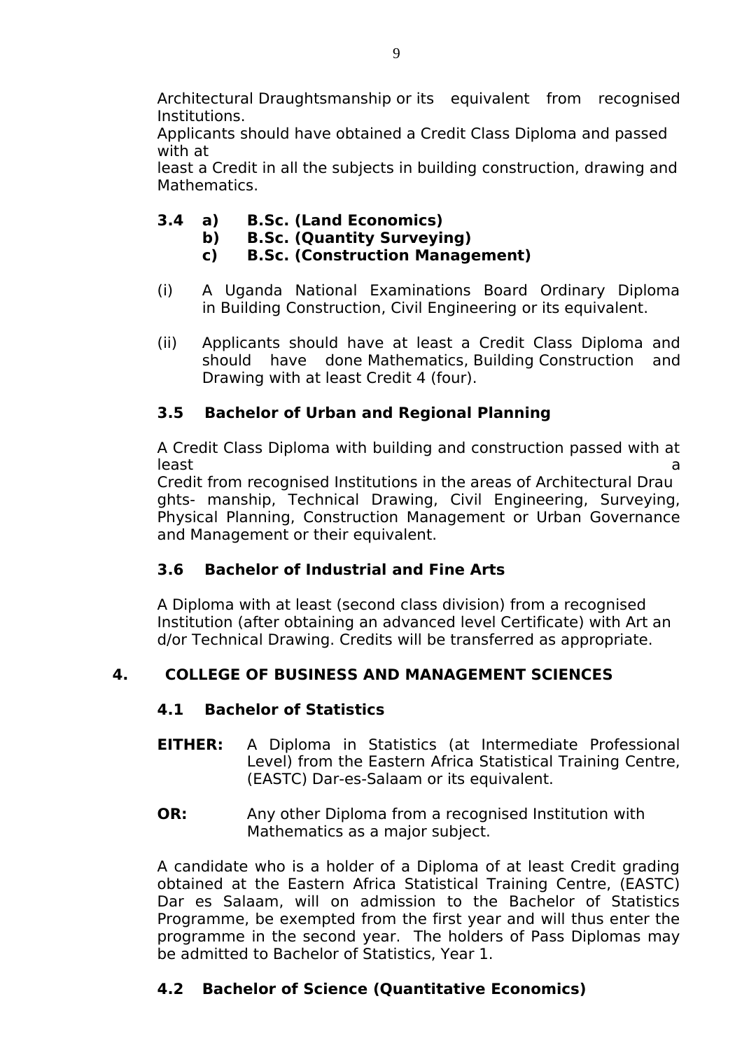Architectural Draughtsmanship or its equivalent from recognised Institutions.
Applicants should have obtained a Credit Class Diploma and passed with at
least a Credit in all the subjects in building construction, drawing and Mathematics.

**3.4 a) B.Sc. (Land Economics)**
**b) B.Sc. (Quantity Surveying)**
**c) B.Sc. (Construction Management)**

(i) A Uganda National Examinations Board Ordinary Diploma in Building Construction, Civil Engineering or its equivalent.

(ii) Applicants should have at least a Credit Class Diploma and should have done Mathematics, Building Construction and Drawing with at least Credit 4 (four).

### 3.5 Bachelor of Urban and Regional Planning

A Credit Class Diploma with building and construction passed with at least a
Credit from recognised Institutions in the areas of Architectural Draughts- manship, Technical Drawing, Civil Engineering, Surveying, Physical Planning, Construction Management or Urban Governance and Management or their equivalent.

### 3.6 Bachelor of Industrial and Fine Arts

A Diploma with at least (second class division) from a recognised Institution (after obtaining an advanced level Certificate) with Art and/or Technical Drawing. Credits will be transferred as appropriate.

## 4. COLLEGE OF BUSINESS AND MANAGEMENT SCIENCES

### 4.1 Bachelor of Statistics

**EITHER:** A Diploma in Statistics (at Intermediate Professional Level) from the Eastern Africa Statistical Training Centre, (EASTC) Dar-es-Salaam or its equivalent.

**OR:** Any other Diploma from a recognised Institution with Mathematics as a major subject.

A candidate who is a holder of a Diploma of at least Credit grading obtained at the Eastern Africa Statistical Training Centre, (EASTC) Dar es Salaam, will on admission to the Bachelor of Statistics Programme, be exempted from the first year and will thus enter the programme in the second year. The holders of Pass Diplomas may be admitted to Bachelor of Statistics, Year 1.

### 4.2 Bachelor of Science (Quantitative Economics)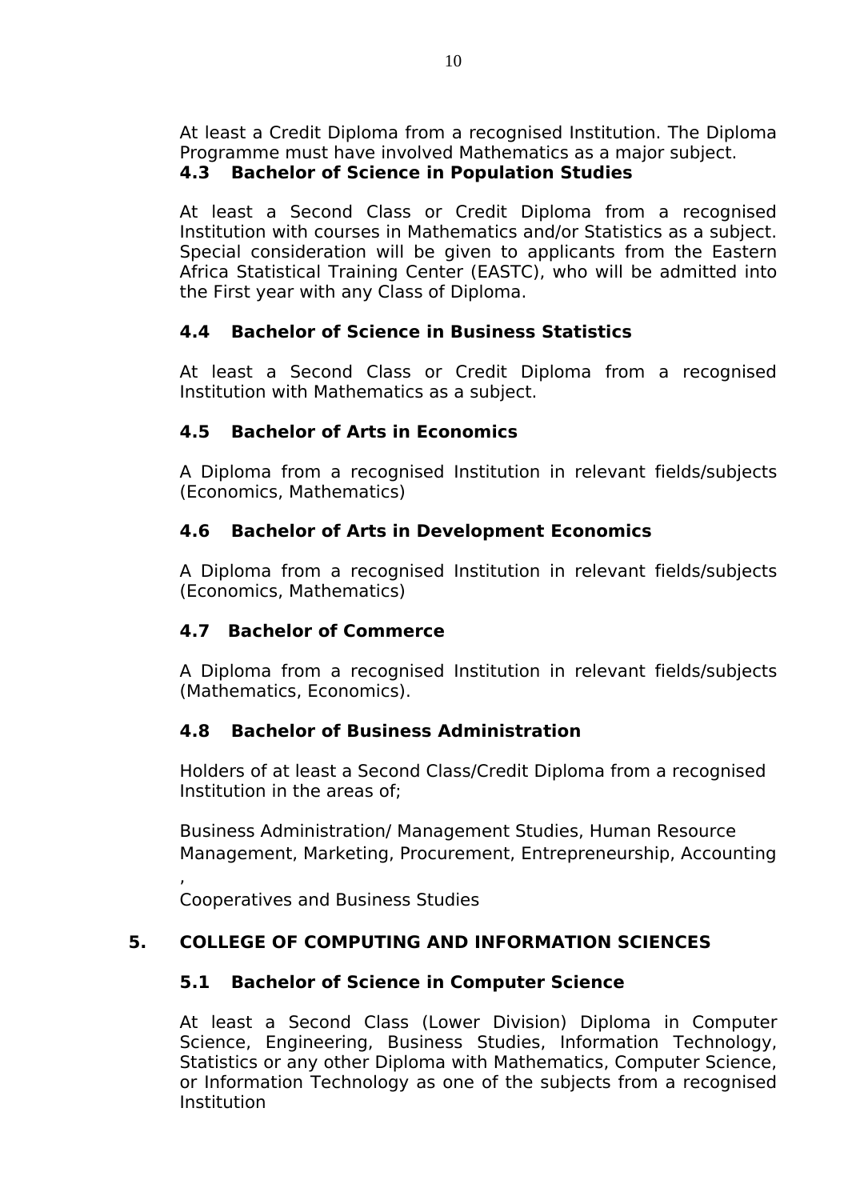At least a Credit Diploma from a recognised Institution. The Diploma Programme must have involved Mathematics as a major subject.

### 4.3 Bachelor of Science in Population Studies

At least a Second Class or Credit Diploma from a recognised Institution with courses in Mathematics and/or Statistics as a subject. Special consideration will be given to applicants from the Eastern Africa Statistical Training Center (EASTC), who will be admitted into the First year with any Class of Diploma.

### 4.4 Bachelor of Science in Business Statistics

At least a Second Class or Credit Diploma from a recognised Institution with Mathematics as a subject.

### 4.5 Bachelor of Arts in Economics

A Diploma from a recognised Institution in relevant fields/subjects (Economics, Mathematics)

### 4.6 Bachelor of Arts in Development Economics

A Diploma from a recognised Institution in relevant fields/subjects (Economics, Mathematics)

### 4.7 Bachelor of Commerce

A Diploma from a recognised Institution in relevant fields/subjects (Mathematics, Economics).

### 4.8 Bachelor of Business Administration

Holders of at least a Second Class/Credit Diploma from a recognised Institution in the areas of;

Business Administration/ Management Studies, Human Resource Management, Marketing, Procurement, Entrepreneurship, Accounting ,
Cooperatives and Business Studies

## 5. COLLEGE OF COMPUTING AND INFORMATION SCIENCES

### 5.1 Bachelor of Science in Computer Science

At least a Second Class (Lower Division) Diploma in Computer Science, Engineering, Business Studies, Information Technology, Statistics or any other Diploma with Mathematics, Computer Science, or Information Technology as one of the subjects from a recognised Institution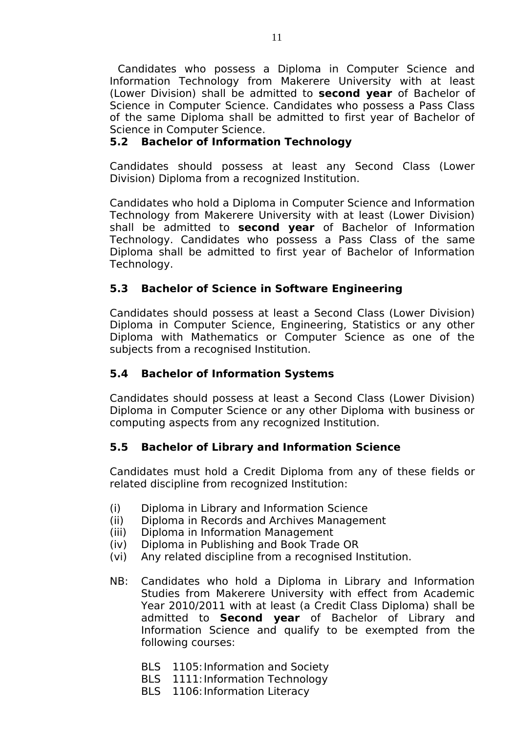Candidates who possess a Diploma in Computer Science and Information Technology from Makerere University with at least (Lower Division) shall be admitted to **second year** of Bachelor of Science in Computer Science. Candidates who possess a Pass Class of the same Diploma shall be admitted to first year of Bachelor of Science in Computer Science.

### 5.2 Bachelor of Information Technology

Candidates should possess at least any Second Class (Lower Division) Diploma from a recognized Institution.

Candidates who hold a Diploma in Computer Science and Information Technology from Makerere University with at least (Lower Division) shall be admitted to **second year** of Bachelor of Information Technology. Candidates who possess a Pass Class of the same Diploma shall be admitted to first year of Bachelor of Information Technology.

### 5.3 Bachelor of Science in Software Engineering

Candidates should possess at least a Second Class (Lower Division) Diploma in Computer Science, Engineering, Statistics or any other Diploma with Mathematics or Computer Science as one of the subjects from a recognised Institution.

### 5.4 Bachelor of Information Systems

Candidates should possess at least a Second Class (Lower Division) Diploma in Computer Science or any other Diploma with business or computing aspects from any recognized Institution.

### 5.5 Bachelor of Library and Information Science

Candidates must hold a Credit Diploma from any of these fields or related discipline from recognized Institution:

- (i) Diploma in Library and Information Science
- (ii) Diploma in Records and Archives Management
- (iii) Diploma in Information Management
- (iv) Diploma in Publishing and Book Trade OR
- (vi) Any related discipline from a recognised Institution.

NB: Candidates who hold a Diploma in Library and Information Studies from Makerere University with effect from Academic Year 2010/2011 with at least (a Credit Class Diploma) shall be admitted to **Second year** of Bachelor of Library and Information Science and qualify to be exempted from the following courses:

BLS 1105: Information and Society
BLS 1111: Information Technology
BLS 1106: Information Literacy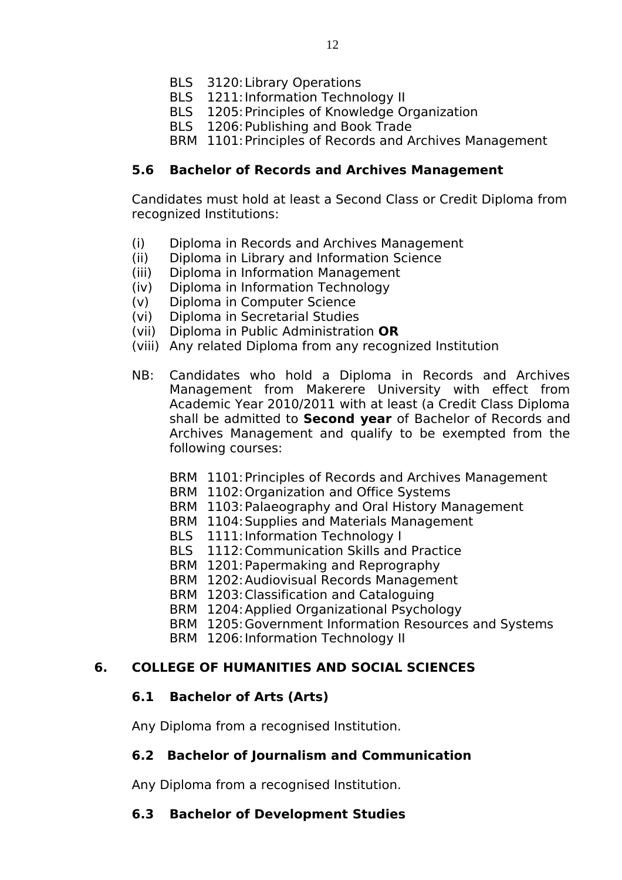- BLS 3120: Library Operations
- BLS 1211: Information Technology II
- BLS 1205: Principles of Knowledge Organization
- BLS 1206: Publishing and Book Trade
- BRM 1101: Principles of Records and Archives Management

### 5.6 Bachelor of Records and Archives Management

Candidates must hold at least a Second Class or Credit Diploma from recognized Institutions:

- (i) Diploma in Records and Archives Management
- (ii) Diploma in Library and Information Science
- (iii) Diploma in Information Management
- (iv) Diploma in Information Technology
- (v) Diploma in Computer Science
- (vi) Diploma in Secretarial Studies
- (vii) Diploma in Public Administration **OR**
- (viii) Any related Diploma from any recognized Institution

NB: Candidates who hold a Diploma in Records and Archives Management from Makerere University with effect from Academic Year 2010/2011 with at least (a Credit Class Diploma shall be admitted to **Second year** of Bachelor of Records and Archives Management and qualify to be exempted from the following courses:

- BRM 1101: Principles of Records and Archives Management
- BRM 1102: Organization and Office Systems
- BRM 1103: Palaeography and Oral History Management
- BRM 1104: Supplies and Materials Management
- BLS 1111: Information Technology I
- BLS 1112: Communication Skills and Practice
- BRM 1201: Papermaking and Reprography
- BRM 1202: Audiovisual Records Management
- BRM 1203: Classification and Cataloguing
- BRM 1204: Applied Organizational Psychology
- BRM 1205: Government Information Resources and Systems
- BRM 1206: Information Technology II

## 6. COLLEGE OF HUMANITIES AND SOCIAL SCIENCES

### 6.1 Bachelor of Arts (Arts)

Any Diploma from a recognised Institution.

### 6.2 Bachelor of Journalism and Communication

Any Diploma from a recognised Institution.

### 6.3 Bachelor of Development Studies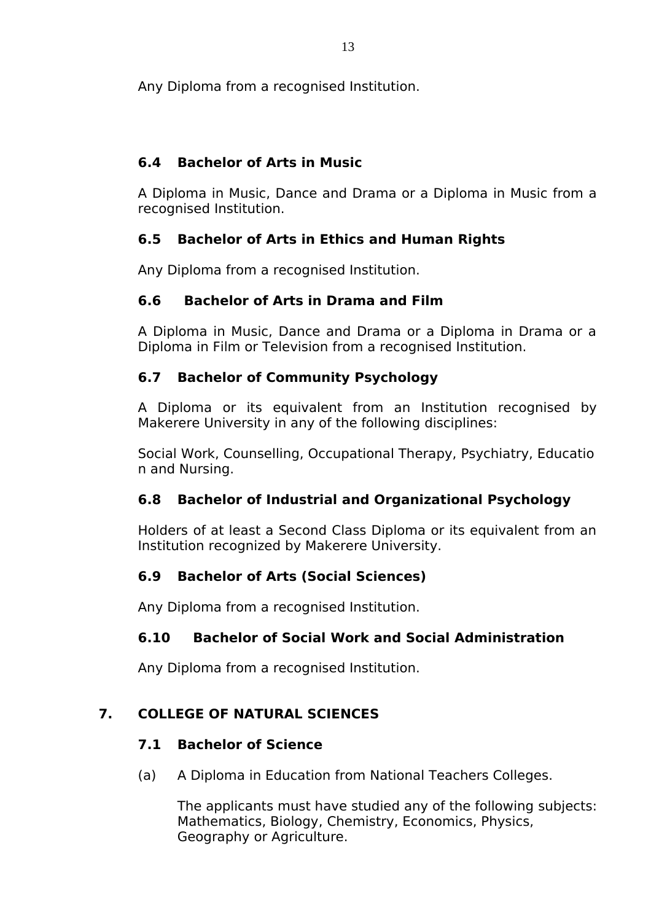Any Diploma from a recognised Institution.

### 6.4 Bachelor of Arts in Music

A Diploma in Music, Dance and Drama or a Diploma in Music from a recognised Institution.

### 6.5 Bachelor of Arts in Ethics and Human Rights

Any Diploma from a recognised Institution.

### 6.6 Bachelor of Arts in Drama and Film

A Diploma in Music, Dance and Drama or a Diploma in Drama or a Diploma in Film or Television from a recognised Institution.

### 6.7 Bachelor of Community Psychology

A Diploma or its equivalent from an Institution recognised by Makerere University in any of the following disciplines:

Social Work, Counselling, Occupational Therapy, Psychiatry, Education and Nursing.

### 6.8 Bachelor of Industrial and Organizational Psychology

Holders of at least a Second Class Diploma or its equivalent from an Institution recognized by Makerere University.

### 6.9 Bachelor of Arts (Social Sciences)

Any Diploma from a recognised Institution.

### 6.10 Bachelor of Social Work and Social Administration

Any Diploma from a recognised Institution.

## 7. COLLEGE OF NATURAL SCIENCES

### 7.1 Bachelor of Science

(a) A Diploma in Education from National Teachers Colleges.

The applicants must have studied any of the following subjects: Mathematics, Biology, Chemistry, Economics, Physics, Geography or Agriculture.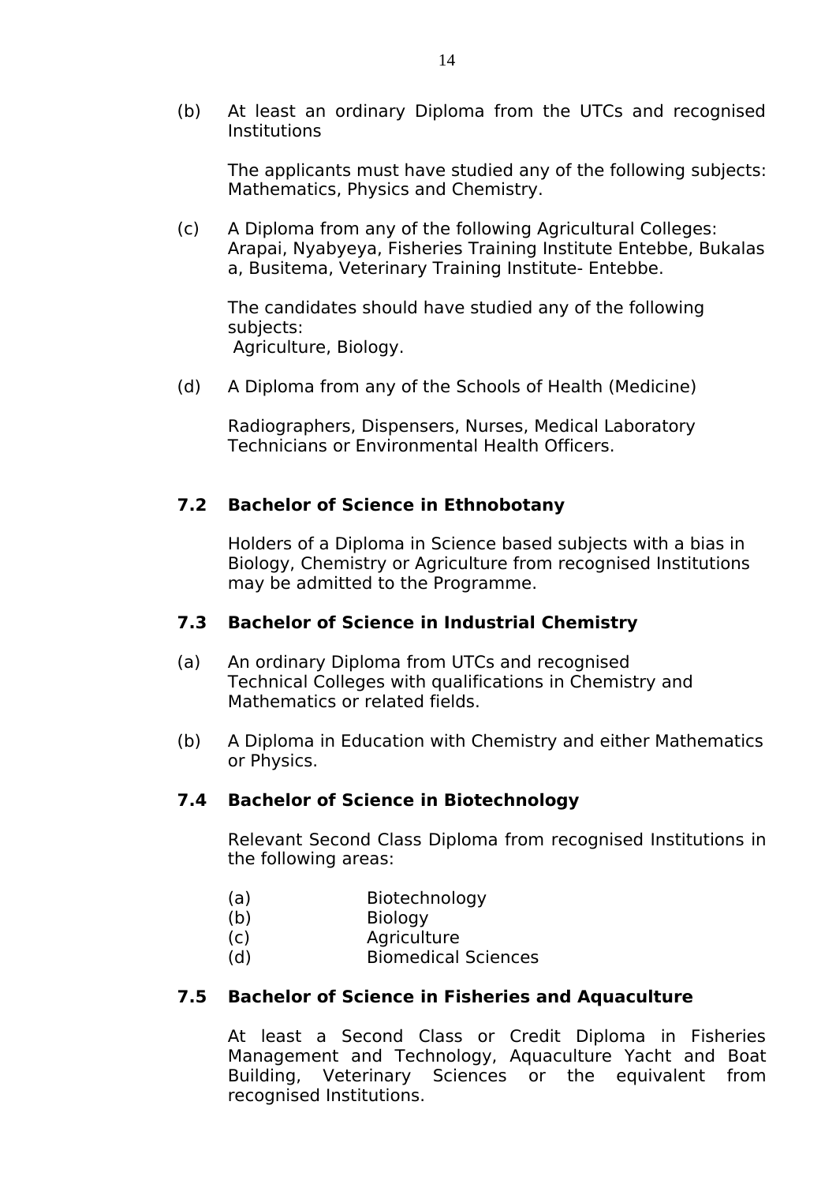(b) At least an ordinary Diploma from the UTCs and recognised Institutions

The applicants must have studied any of the following subjects: Mathematics, Physics and Chemistry.

(c) A Diploma from any of the following Agricultural Colleges: Arapai, Nyabyeya, Fisheries Training Institute Entebbe, Bukalas a, Busitema, Veterinary Training Institute- Entebbe.

The candidates should have studied any of the following subjects:
Agriculture, Biology.

(d) A Diploma from any of the Schools of Health (Medicine)

Radiographers, Dispensers, Nurses, Medical Laboratory Technicians or Environmental Health Officers.

### 7.2 Bachelor of Science in Ethnobotany

Holders of a Diploma in Science based subjects with a bias in Biology, Chemistry or Agriculture from recognised Institutions may be admitted to the Programme.

### 7.3 Bachelor of Science in Industrial Chemistry

(a) An ordinary Diploma from UTCs and recognised Technical Colleges with qualifications in Chemistry and Mathematics or related fields.

(b) A Diploma in Education with Chemistry and either Mathematics or Physics.

### 7.4 Bachelor of Science in Biotechnology

Relevant Second Class Diploma from recognised Institutions in the following areas:

(a) Biotechnology
(b) Biology
(c) Agriculture
(d) Biomedical Sciences

### 7.5 Bachelor of Science in Fisheries and Aquaculture

At least a Second Class or Credit Diploma in Fisheries Management and Technology, Aquaculture Yacht and Boat Building, Veterinary Sciences or the equivalent from recognised Institutions.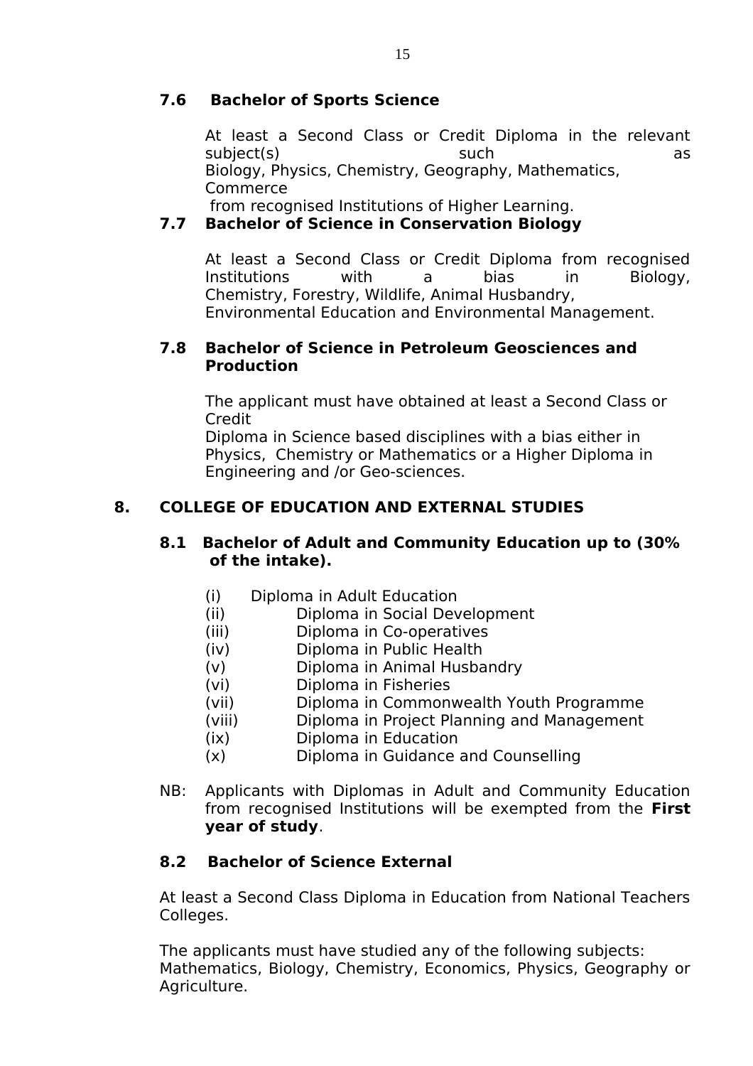### 7.6 Bachelor of Sports Science

At least a Second Class or Credit Diploma in the relevant subject(s) such as Biology, Physics, Chemistry, Geography, Mathematics, Commerce from recognised Institutions of Higher Learning.

### 7.7 Bachelor of Science in Conservation Biology

At least a Second Class or Credit Diploma from recognised Institutions with a bias in Biology, Chemistry, Forestry, Wildlife, Animal Husbandry, Environmental Education and Environmental Management.

### 7.8 Bachelor of Science in Petroleum Geosciences and Production

The applicant must have obtained at least a Second Class or Credit Diploma in Science based disciplines with a bias either in Physics, Chemistry or Mathematics or a Higher Diploma in Engineering and /or Geo-sciences.

## 8. COLLEGE OF EDUCATION AND EXTERNAL STUDIES

### 8.1 Bachelor of Adult and Community Education up to (30% of the intake).

(i) Diploma in Adult Education
(ii) Diploma in Social Development
(iii) Diploma in Co-operatives
(iv) Diploma in Public Health
(v) Diploma in Animal Husbandry
(vi) Diploma in Fisheries
(vii) Diploma in Commonwealth Youth Programme
(viii) Diploma in Project Planning and Management
(ix) Diploma in Education
(x) Diploma in Guidance and Counselling

NB: Applicants with Diplomas in Adult and Community Education from recognised Institutions will be exempted from the **First year of study**.

### 8.2 Bachelor of Science External

At least a Second Class Diploma in Education from National Teachers Colleges.

The applicants must have studied any of the following subjects: Mathematics, Biology, Chemistry, Economics, Physics, Geography or Agriculture.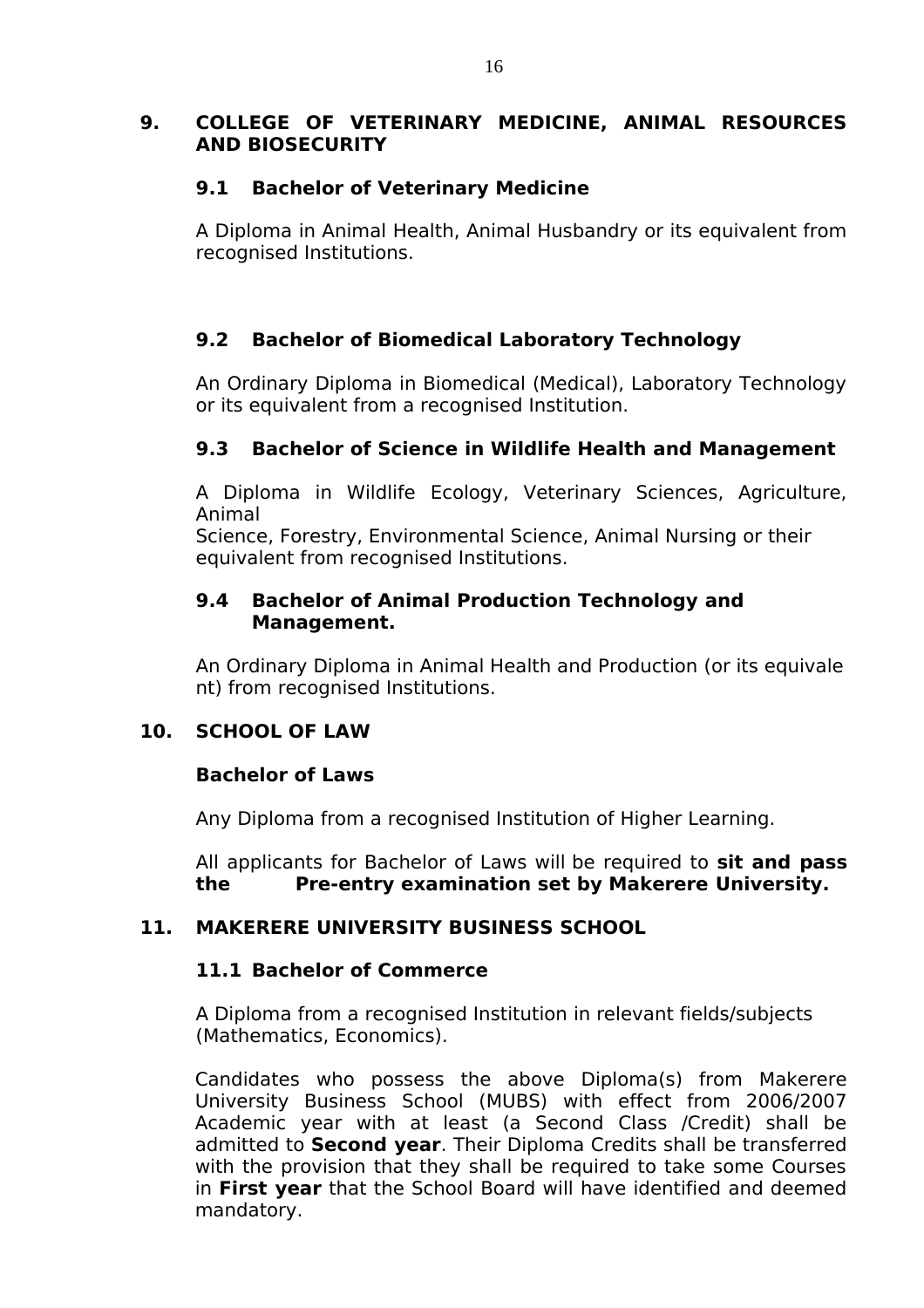## 9. COLLEGE OF VETERINARY MEDICINE, ANIMAL RESOURCES AND BIOSECURITY

### 9.1 Bachelor of Veterinary Medicine

A Diploma in Animal Health, Animal Husbandry or its equivalent from recognised Institutions.

### 9.2 Bachelor of Biomedical Laboratory Technology

An Ordinary Diploma in Biomedical (Medical), Laboratory Technology or its equivalent from a recognised Institution.

### 9.3 Bachelor of Science in Wildlife Health and Management

A Diploma in Wildlife Ecology, Veterinary Sciences, Agriculture, Animal Science, Forestry, Environmental Science, Animal Nursing or their equivalent from recognised Institutions.

### 9.4 Bachelor of Animal Production Technology and Management.

An Ordinary Diploma in Animal Health and Production (or its equivalent) from recognised Institutions.

## 10. SCHOOL OF LAW

### Bachelor of Laws

Any Diploma from a recognised Institution of Higher Learning.

All applicants for Bachelor of Laws will be required to **sit and pass the Pre-entry examination set by Makerere University.**

## 11. MAKERERE UNIVERSITY BUSINESS SCHOOL

### 11.1 Bachelor of Commerce

A Diploma from a recognised Institution in relevant fields/subjects (Mathematics, Economics).

Candidates who possess the above Diploma(s) from Makerere University Business School (MUBS) with effect from 2006/2007 Academic year with at least (a Second Class /Credit) shall be admitted to **Second year**. Their Diploma Credits shall be transferred with the provision that they shall be required to take some Courses in **First year** that the School Board will have identified and deemed mandatory.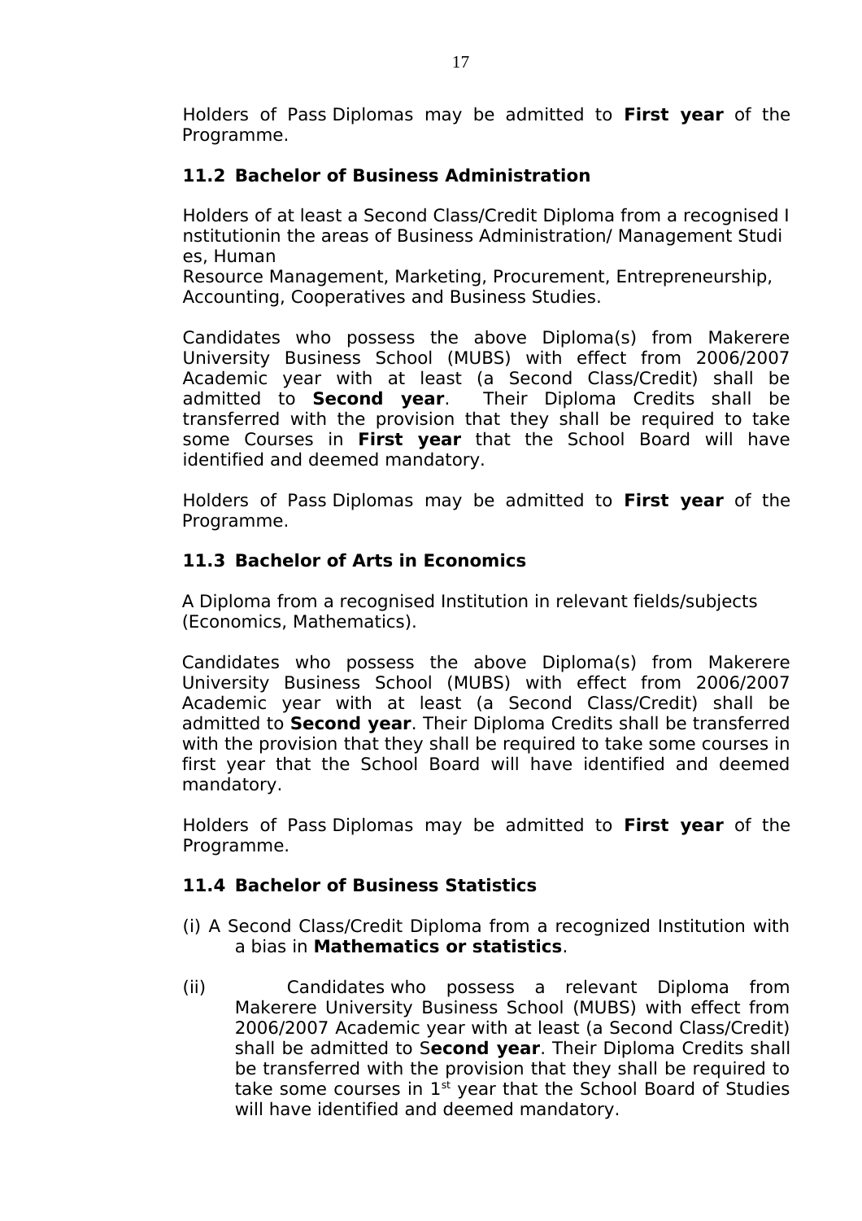Holders of Pass Diplomas may be admitted to **First year** of the Programme.

### 11.2 Bachelor of Business Administration

Holders of at least a Second Class/Credit Diploma from a recognised Institutionin the areas of Business Administration/ Management Studies, Human Resource Management, Marketing, Procurement, Entrepreneurship, Accounting, Cooperatives and Business Studies.

Candidates who possess the above Diploma(s) from Makerere University Business School (MUBS) with effect from 2006/2007 Academic year with at least (a Second Class/Credit) shall be admitted to **Second year**. Their Diploma Credits shall be transferred with the provision that they shall be required to take some Courses in **First year** that the School Board will have identified and deemed mandatory.

Holders of Pass Diplomas may be admitted to **First year** of the Programme.

### 11.3 Bachelor of Arts in Economics

A Diploma from a recognised Institution in relevant fields/subjects (Economics, Mathematics).

Candidates who possess the above Diploma(s) from Makerere University Business School (MUBS) with effect from 2006/2007 Academic year with at least (a Second Class/Credit) shall be admitted to **Second year**. Their Diploma Credits shall be transferred with the provision that they shall be required to take some courses in first year that the School Board will have identified and deemed mandatory.

Holders of Pass Diplomas may be admitted to **First year** of the Programme.

### 11.4 Bachelor of Business Statistics

(i) A Second Class/Credit Diploma from a recognized Institution with a bias in **Mathematics or statistics**.

(ii) Candidates who possess a relevant Diploma from Makerere University Business School (MUBS) with effect from 2006/2007 Academic year with at least (a Second Class/Credit) shall be admitted to S**econd year**. Their Diploma Credits shall be transferred with the provision that they shall be required to take some courses in 1st year that the School Board of Studies will have identified and deemed mandatory.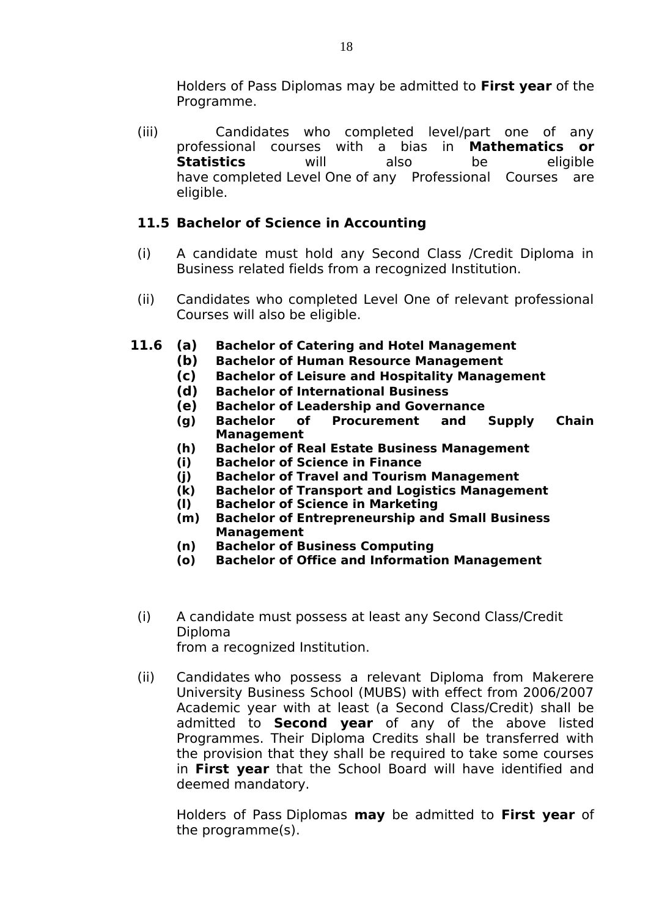Holders of Pass Diplomas may be admitted to **First year** of the Programme.

(iii) Candidates who completed level/part one of any professional courses with a bias in **Mathematics or Statistics** will also be eligible have completed Level One of any Professional Courses are eligible.

### 11.5 Bachelor of Science in Accounting

(i) A candidate must hold any Second Class /Credit Diploma in Business related fields from a recognized Institution.

(ii) Candidates who completed Level One of relevant professional Courses will also be eligible.

### 11.6

- **(a) Bachelor of Catering and Hotel Management**
- **(b) Bachelor of Human Resource Management**
- **(c) Bachelor of Leisure and Hospitality Management**
- **(d) Bachelor of International Business**
- **(e) Bachelor of Leadership and Governance**
- **(g) Bachelor of Procurement and Supply Chain Management**
- **(h) Bachelor of Real Estate Business Management**
- **(i) Bachelor of Science in Finance**
- **(j) Bachelor of Travel and Tourism Management**
- **(k) Bachelor of Transport and Logistics Management**
- **(l) Bachelor of Science in Marketing**
- **(m) Bachelor of Entrepreneurship and Small Business Management**
- **(n) Bachelor of Business Computing**
- **(o) Bachelor of Office and Information Management**

(i) A candidate must possess at least any Second Class/Credit Diploma from a recognized Institution.

(ii) Candidates who possess a relevant Diploma from Makerere University Business School (MUBS) with effect from 2006/2007 Academic year with at least (a Second Class/Credit) shall be admitted to **Second year** of any of the above listed Programmes. Their Diploma Credits shall be transferred with the provision that they shall be required to take some courses in **First year** that the School Board will have identified and deemed mandatory.

Holders of Pass Diplomas **may** be admitted to **First year** of the programme(s).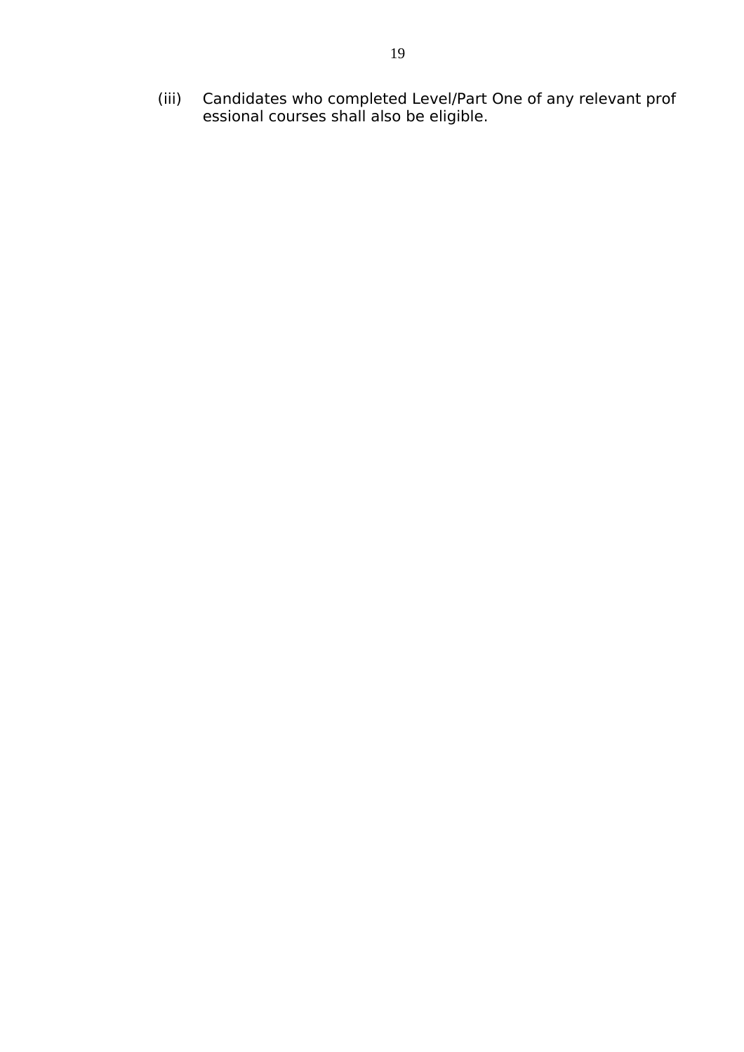(iii) Candidates who completed Level/Part One of any relevant professional courses shall also be eligible.